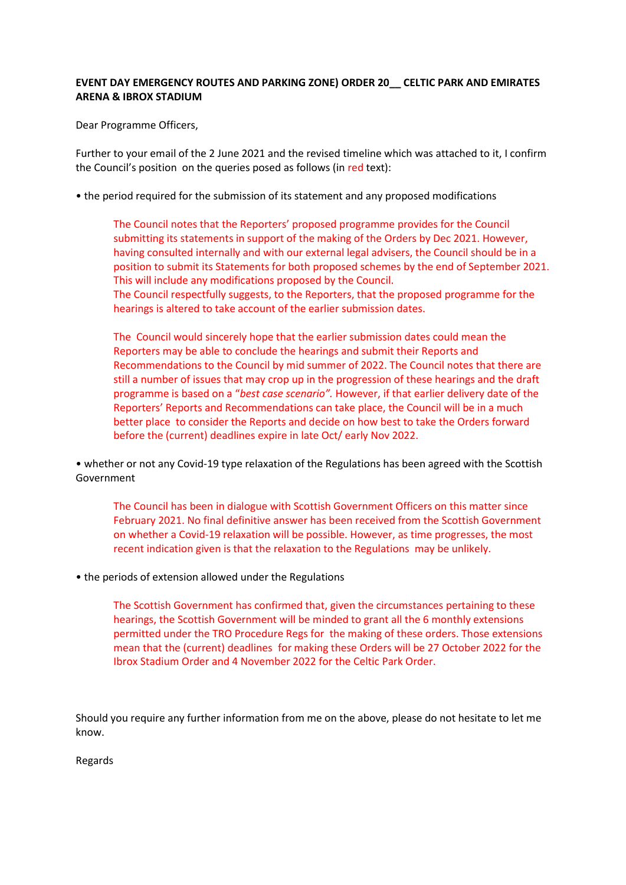**EVENT DAY EMERGENCY ROUTES AND PARKING ZONE) ORDER 20__ CELTIC PARK AND EMIRATES ARENA & IBROX STADIUM**

Dear Programme Officers,

Further to your email of the 2 June 2021 and the revised timeline which was attached to it, I confirm the Council's position on the queries posed as follows (in red text):

- the period required for the submission of its statement and any proposed modifications

  The Council notes that the Reporters' proposed programme provides for the Council submitting its statements in support of the making of the Orders by Dec 2021. However, having consulted internally and with our external legal advisers, the Council should be in a position to submit its Statements for both proposed schemes by the end of September 2021. This will include any modifications proposed by the Council.
  The Council respectfully suggests, to the Reporters, that the proposed programme for the hearings is altered to take account of the earlier submission dates.

  The Council would sincerely hope that the earlier submission dates could mean the Reporters may be able to conclude the hearings and submit their Reports and Recommendations to the Council by mid summer of 2022. The Council notes that there are still a number of issues that may crop up in the progression of these hearings and the draft programme is based on a "*best case scenario*". However, if that earlier delivery date of the Reporters' Reports and Recommendations can take place, the Council will be in a much better place to consider the Reports and decide on how best to take the Orders forward before the (current) deadlines expire in late Oct/ early Nov 2022.

- whether or not any Covid-19 type relaxation of the Regulations has been agreed with the Scottish Government

  The Council has been in dialogue with Scottish Government Officers on this matter since February 2021. No final definitive answer has been received from the Scottish Government on whether a Covid-19 relaxation will be possible. However, as time progresses, the most recent indication given is that the relaxation to the Regulations may be unlikely.

- the periods of extension allowed under the Regulations

  The Scottish Government has confirmed that, given the circumstances pertaining to these hearings, the Scottish Government will be minded to grant all the 6 monthly extensions permitted under the TRO Procedure Regs for the making of these orders. Those extensions mean that the (current) deadlines for making these Orders will be 27 October 2022 for the Ibrox Stadium Order and 4 November 2022 for the Celtic Park Order.

Should you require any further information from me on the above, please do not hesitate to let me know.

Regards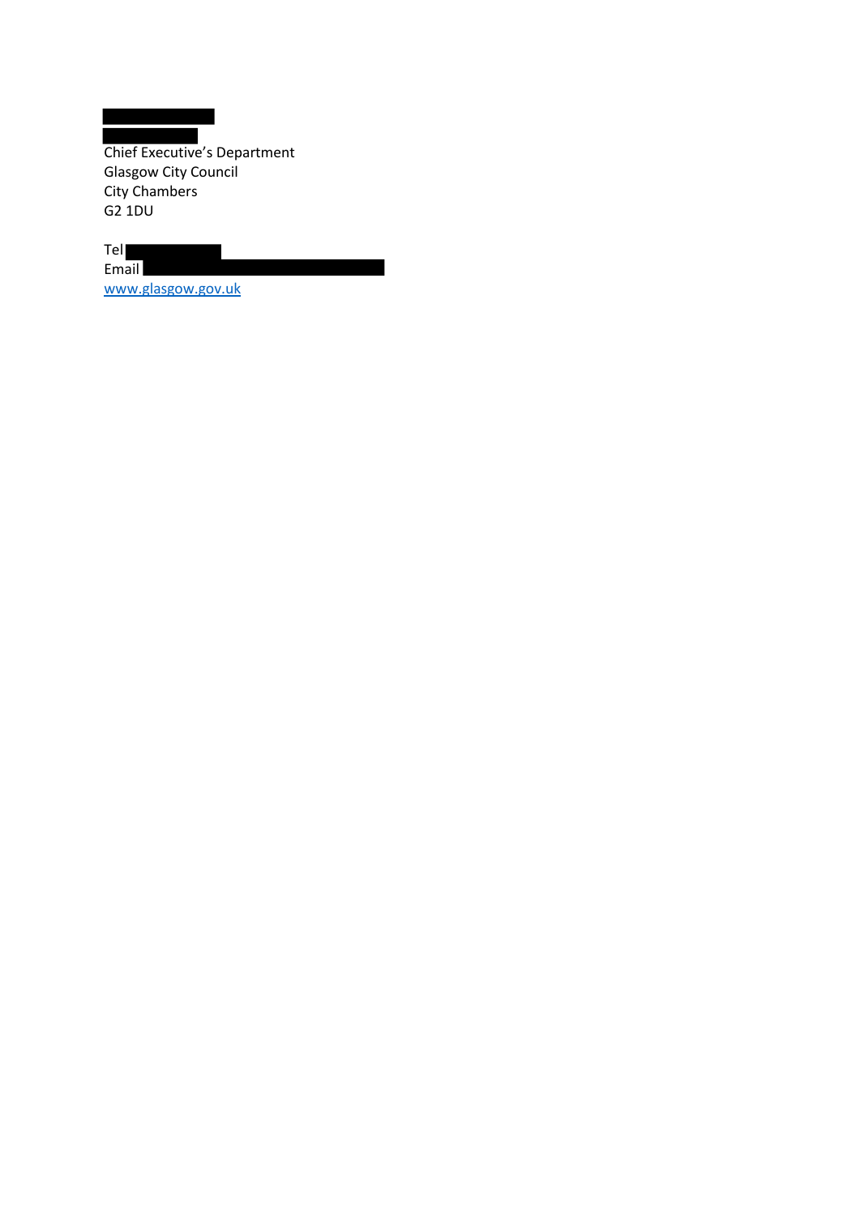Chief Executive's Department
Glasgow City Council
City Chambers
G2 1DU

Tel
Email
www.glasgow.gov.uk